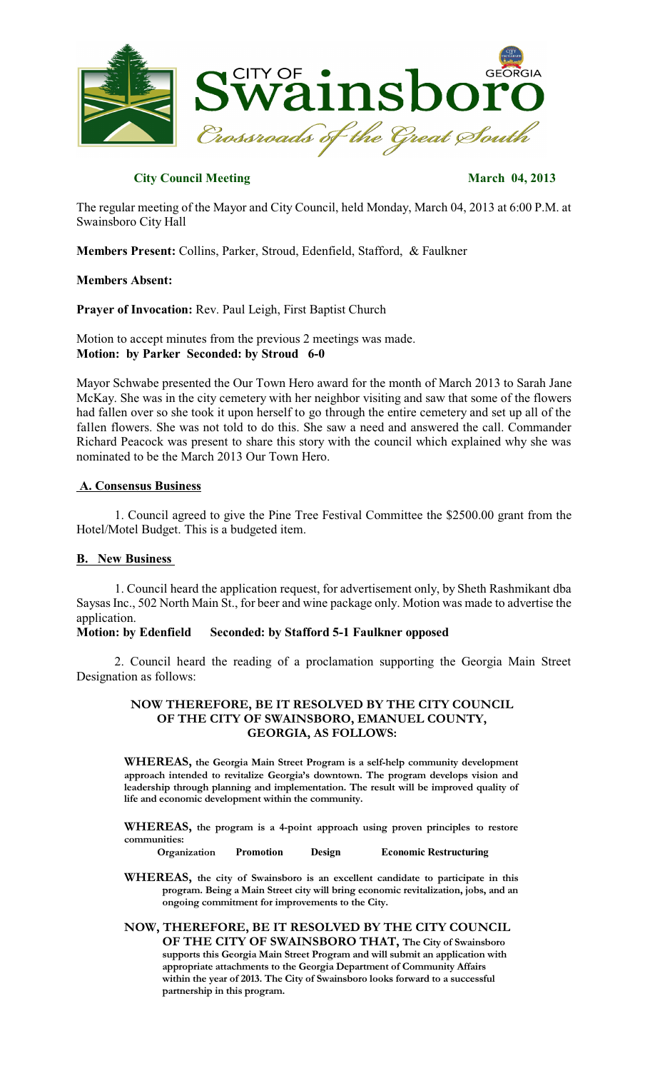**City Council Meeting** **March 04, 2013**

The regular meeting of the Mayor and City Council, held Monday, March 04, 2013 at 6:00 P.M. at Swainsboro City Hall

**Members Present:** Collins, Parker, Stroud, Edenfield, Stafford, & Faulkner

**Members Absent:**

**Prayer of Invocation:** Rev. Paul Leigh, First Baptist Church

Motion to accept minutes from the previous 2 meetings was made.
**Motion: by Parker Seconded: by Stroud 6-0**

Mayor Schwabe presented the Our Town Hero award for the month of March 2013 to Sarah Jane McKay. She was in the city cemetery with her neighbor visiting and saw that some of the flowers had fallen over so she took it upon herself to go through the entire cemetery and set up all of the fallen flowers. She was not told to do this. She saw a need and answered the call. Commander Richard Peacock was present to share this story with the council which explained why she was nominated to be the March 2013 Our Town Hero.

## A. Consensus Business

1. Council agreed to give the Pine Tree Festival Committee the $2500.00 grant from the Hotel/Motel Budget. This is a budgeted item.

## B. New Business

1. Council heard the application request, for advertisement only, by Sheth Rashmikant dba Saysas Inc., 502 North Main St., for beer and wine package only. Motion was made to advertise the application.
**Motion: by Edenfield Seconded: by Stafford 5-1 Faulkner opposed**

2. Council heard the reading of a proclamation supporting the Georgia Main Street Designation as follows:

**NOW THEREFORE, BE IT RESOLVED BY THE CITY COUNCIL OF THE CITY OF SWAINSBORO, EMANUEL COUNTY, GEORGIA, AS FOLLOWS:**

**WHEREAS, the Georgia Main Street Program is a self-help community development approach intended to revitalize Georgia's downtown. The program develops vision and leadership through planning and implementation. The result will be improved quality of life and economic development within the community.**

**WHEREAS, the program is a 4-point approach using proven principles to restore communities:**

**Organization Promotion Design Economic Restructuring**

**WHEREAS, the city of Swainsboro is an excellent candidate to participate in this program. Being a Main Street city will bring economic revitalization, jobs, and an ongoing commitment for improvements to the City.**

**NOW, THEREFORE, BE IT RESOLVED BY THE CITY COUNCIL OF THE CITY OF SWAINSBORO THAT, The City of Swainsboro supports this Georgia Main Street Program and will submit an application with appropriate attachments to the Georgia Department of Community Affairs within the year of 2013. The City of Swainsboro looks forward to a successful partnership in this program.**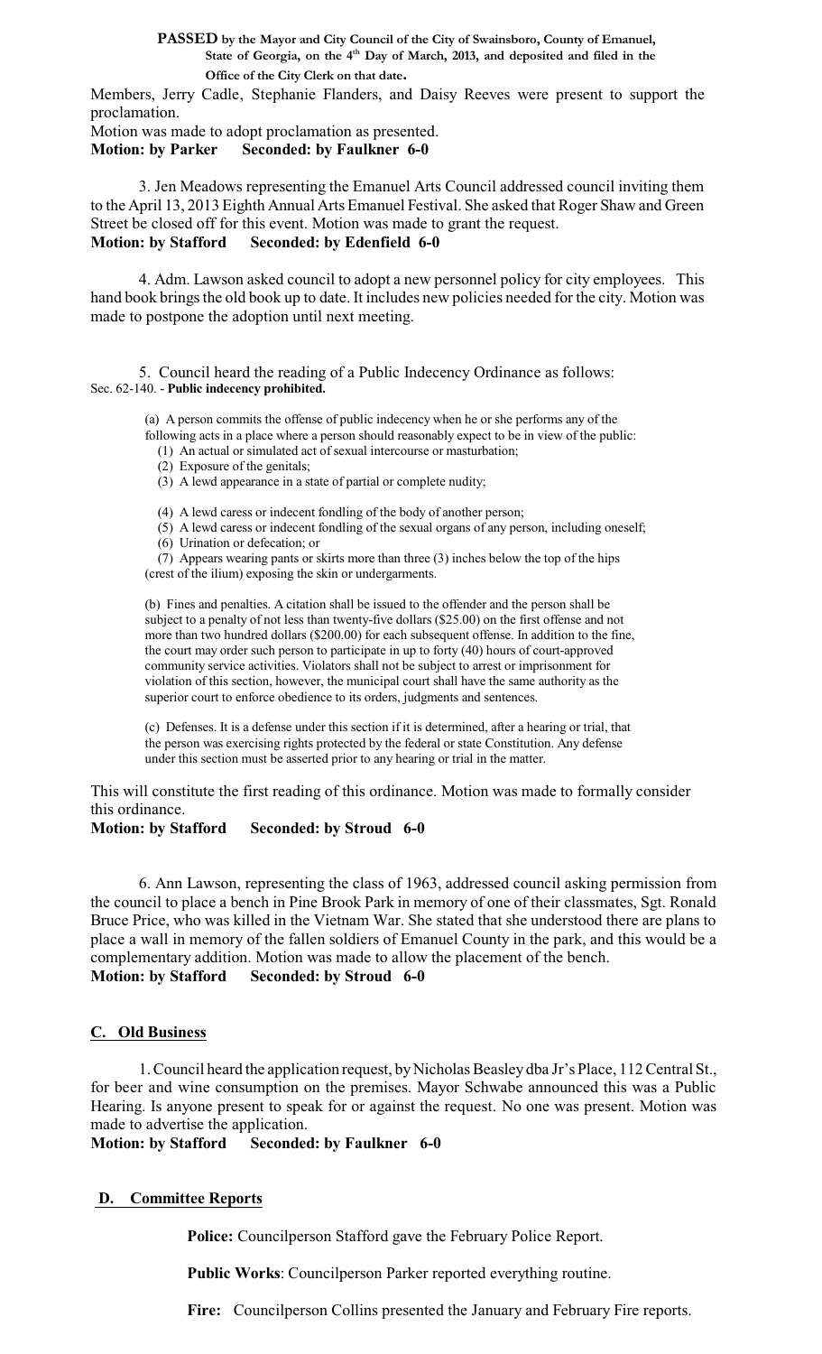**PASSED by the Mayor and City Council of the City of Swainsboro, County of Emanuel, State of Georgia, on the 4th Day of March, 2013, and deposited and filed in the Office of the City Clerk on that date.**

Members, Jerry Cadle, Stephanie Flanders, and Daisy Reeves were present to support the proclamation.

Motion was made to adopt proclamation as presented.

**Motion: by Parker Seconded: by Faulkner 6-0**

3. Jen Meadows representing the Emanuel Arts Council addressed council inviting them to the April 13, 2013 Eighth Annual Arts Emanuel Festival. She asked that Roger Shaw and Green Street be closed off for this event. Motion was made to grant the request.

**Motion: by Stafford Seconded: by Edenfield 6-0**

4. Adm. Lawson asked council to adopt a new personnel policy for city employees. This hand book brings the old book up to date. It includes new policies needed for the city. Motion was made to postpone the adoption until next meeting.

5. Council heard the reading of a Public Indecency Ordinance as follows:

Sec. 62-140. - **Public indecency prohibited.**

(a) A person commits the offense of public indecency when he or she performs any of the following acts in a place where a person should reasonably expect to be in view of the public:

(1) An actual or simulated act of sexual intercourse or masturbation;
(2) Exposure of the genitals;
(3) A lewd appearance in a state of partial or complete nudity;
(4) A lewd caress or indecent fondling of the body of another person;
(5) A lewd caress or indecent fondling of the sexual organs of any person, including oneself;
(6) Urination or defecation; or
(7) Appears wearing pants or skirts more than three (3) inches below the top of the hips (crest of the ilium) exposing the skin or undergarments.

(b) Fines and penalties. A citation shall be issued to the offender and the person shall be subject to a penalty of not less than twenty-five dollars ($25.00) on the first offense and not more than two hundred dollars ($200.00) for each subsequent offense. In addition to the fine, the court may order such person to participate in up to forty (40) hours of court-approved community service activities. Violators shall not be subject to arrest or imprisonment for violation of this section, however, the municipal court shall have the same authority as the superior court to enforce obedience to its orders, judgments and sentences.

(c) Defenses. It is a defense under this section if it is determined, after a hearing or trial, that the person was exercising rights protected by the federal or state Constitution. Any defense under this section must be asserted prior to any hearing or trial in the matter.

This will constitute the first reading of this ordinance. Motion was made to formally consider this ordinance.

**Motion: by Stafford Seconded: by Stroud 6-0**

6. Ann Lawson, representing the class of 1963, addressed council asking permission from the council to place a bench in Pine Brook Park in memory of one of their classmates, Sgt. Ronald Bruce Price, who was killed in the Vietnam War. She stated that she understood there are plans to place a wall in memory of the fallen soldiers of Emanuel County in the park, and this would be a complementary addition. Motion was made to allow the placement of the bench.

**Motion: by Stafford Seconded: by Stroud 6-0**

## C. Old Business

1. Council heard the application request, by Nicholas Beasley dba Jr's Place, 112 Central St., for beer and wine consumption on the premises. Mayor Schwabe announced this was a Public Hearing. Is anyone present to speak for or against the request. No one was present. Motion was made to advertise the application.

**Motion: by Stafford Seconded: by Faulkner 6-0**

## D. Committee Reports

**Police:** Councilperson Stafford gave the February Police Report.

**Public Works**: Councilperson Parker reported everything routine.

**Fire:** Councilperson Collins presented the January and February Fire reports.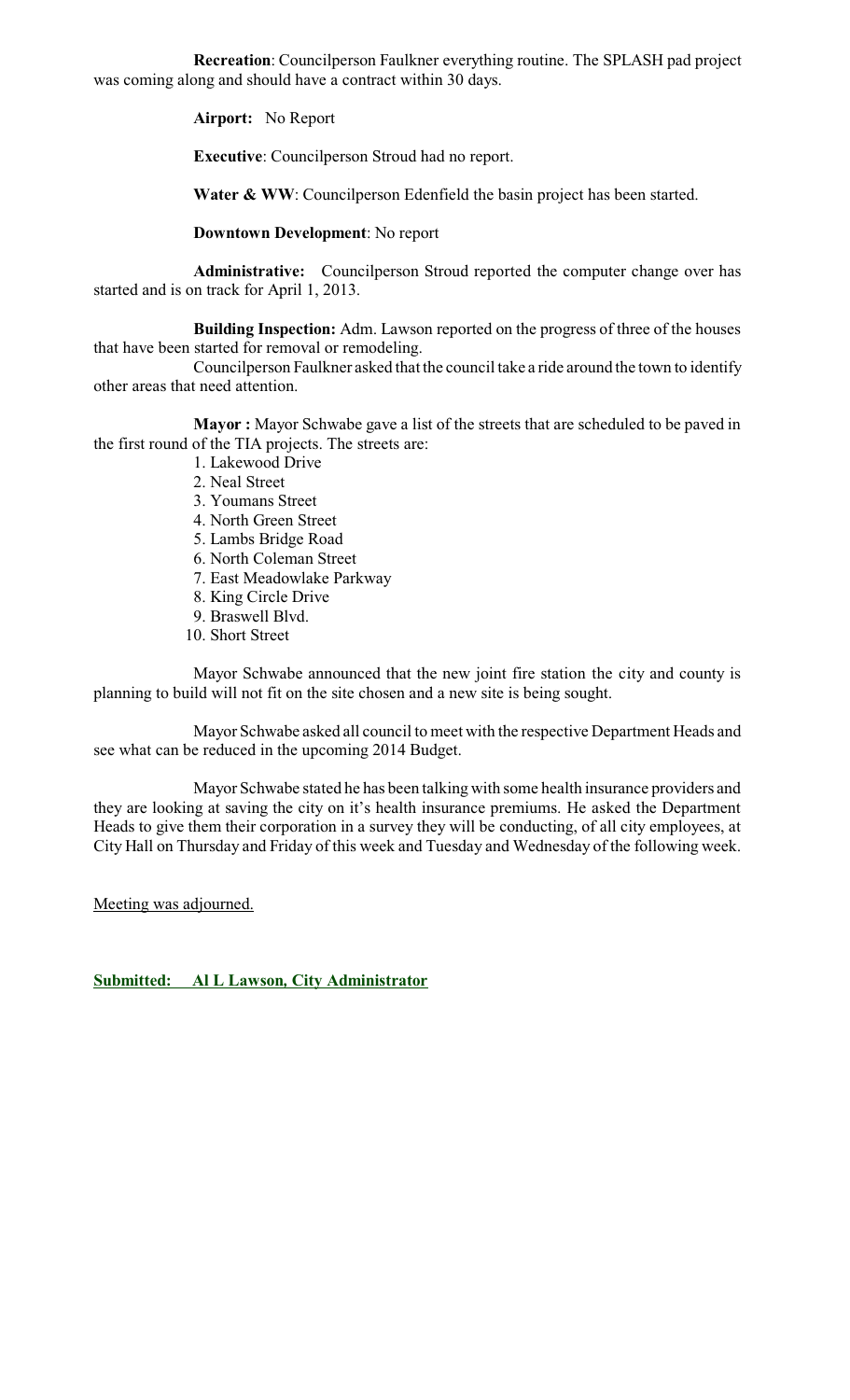**Recreation**: Councilperson Faulkner everything routine. The SPLASH pad project was coming along and should have a contract within 30 days.

**Airport:** No Report

**Executive**: Councilperson Stroud had no report.

**Water & WW**: Councilperson Edenfield the basin project has been started.

**Downtown Development**: No report

**Administrative:** Councilperson Stroud reported the computer change over has started and is on track for April 1, 2013.

**Building Inspection:** Adm. Lawson reported on the progress of three of the houses that have been started for removal or remodeling.

Councilperson Faulkner asked that the council take a ride around the town to identify other areas that need attention.

**Mayor :** Mayor Schwabe gave a list of the streets that are scheduled to be paved in the first round of the TIA projects. The streets are:

1. Lakewood Drive
2. Neal Street
3. Youmans Street
4. North Green Street
5. Lambs Bridge Road
6. North Coleman Street
7. East Meadowlake Parkway
8. King Circle Drive
9. Braswell Blvd.
10. Short Street

Mayor Schwabe announced that the new joint fire station the city and county is planning to build will not fit on the site chosen and a new site is being sought.

Mayor Schwabe asked all council to meet with the respective Department Heads and see what can be reduced in the upcoming 2014 Budget.

Mayor Schwabe stated he has been talking with some health insurance providers and they are looking at saving the city on it's health insurance premiums. He asked the Department Heads to give them their corporation in a survey they will be conducting, of all city employees, at City Hall on Thursday and Friday of this week and Tuesday and Wednesday of the following week.

Meeting was adjourned.

**Submitted: Al L Lawson, City Administrator**